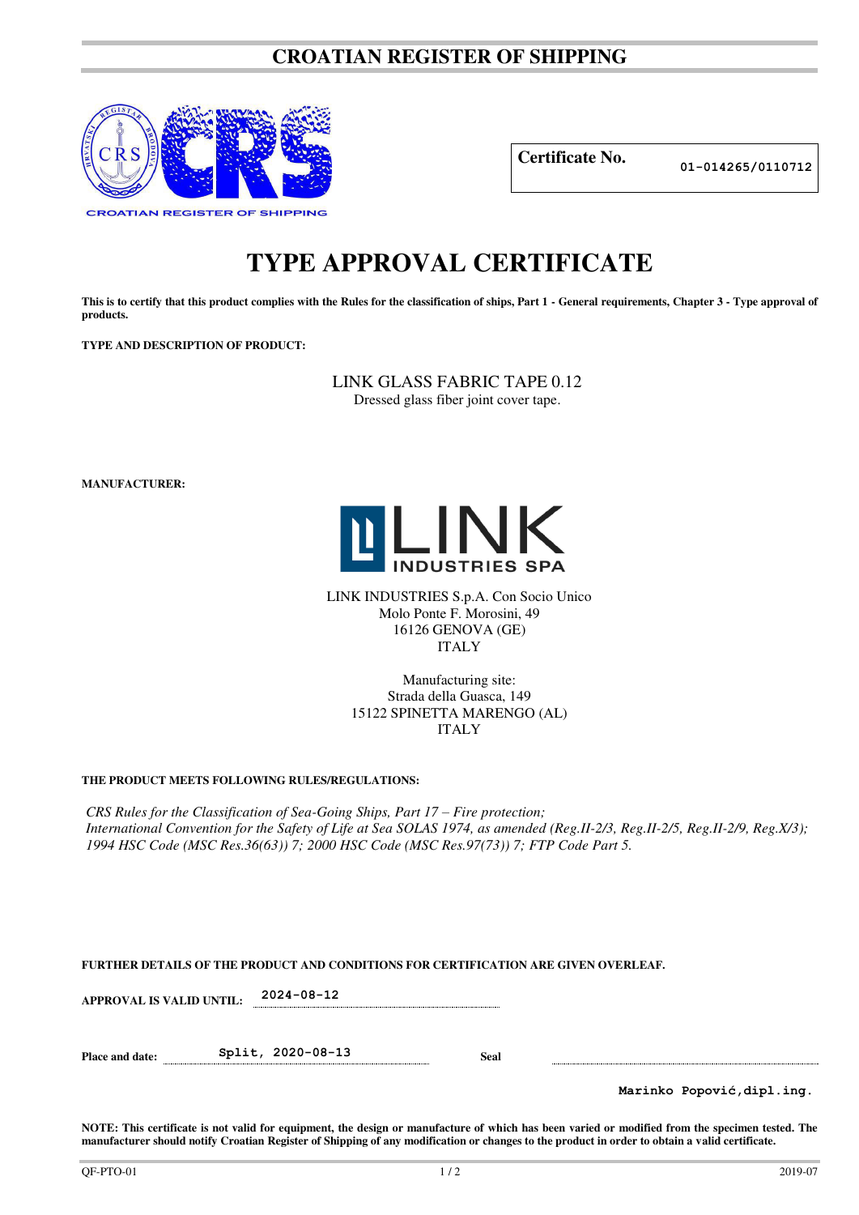# CROATIAN REGISTER OF SHIPPING

**Certificate No.** 01-014265/0110712

# TYPE APPROVAL CERTIFICATE

**This is to certify that this product complies with the Rules for the classification of ships, Part 1 - General requirements, Chapter 3 - Type approval of products.**

**TYPE AND DESCRIPTION OF PRODUCT:**

LINK GLASS FABRIC TAPE 0.12
Dressed glass fiber joint cover tape.

**MANUFACTURER:**

LINK INDUSTRIES S.p.A. Con Socio Unico
Molo Ponte F. Morosini, 49
16126 GENOVA (GE)
ITALY

Manufacturing site:
Strada della Guasca, 149
15122 SPINETTA MARENGO (AL)
ITALY

**THE PRODUCT MEETS FOLLOWING RULES/REGULATIONS:**

*CRS Rules for the Classification of Sea-Going Ships, Part 17 – Fire protection;*
*International Convention for the Safety of Life at Sea SOLAS 1974, as amended (Reg.II-2/3, Reg.II-2/5, Reg.II-2/9, Reg.X/3); 1994 HSC Code (MSC Res.36(63)) 7; 2000 HSC Code (MSC Res.97(73)) 7; FTP Code Part 5.*

**FURTHER DETAILS OF THE PRODUCT AND CONDITIONS FOR CERTIFICATION ARE GIVEN OVERLEAF.**

**APPROVAL IS VALID UNTIL:** 2024-08-12

**Place and date:** Split, 2020-08-13 **Seal**

Marinko Popović,dipl.ing.

**NOTE: This certificate is not valid for equipment, the design or manufacture of which has been varied or modified from the specimen tested. The manufacturer should notify Croatian Register of Shipping of any modification or changes to the product in order to obtain a valid certificate.**

QF-PTO-01 2019-07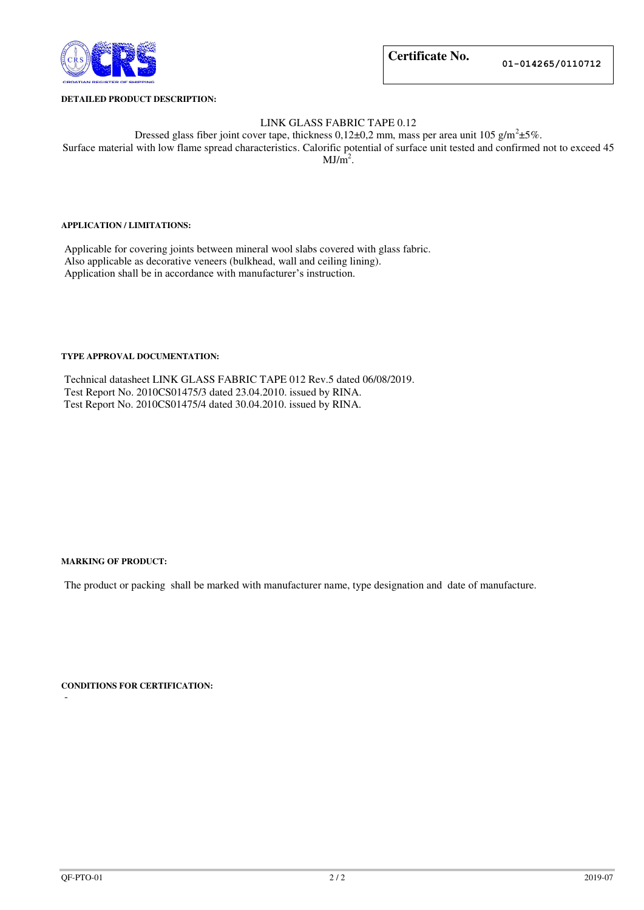**Certificate No.** 01-014265/0110712

**DETAILED PRODUCT DESCRIPTION:**

LINK GLASS FABRIC TAPE 0.12

Dressed glass fiber joint cover tape, thickness 0,12±0,2 mm, mass per area unit 105 $g/m^2$±5%.

Surface material with low flame spread characteristics. Calorific potential of surface unit tested and confirmed not to exceed 45 $MJ/m^2$.

**APPLICATION / LIMITATIONS:**

Applicable for covering joints between mineral wool slabs covered with glass fabric.
Also applicable as decorative veneers (bulkhead, wall and ceiling lining).
Application shall be in accordance with manufacturer's instruction.

**TYPE APPROVAL DOCUMENTATION:**

Technical datasheet LINK GLASS FABRIC TAPE 012 Rev.5 dated 06/08/2019.
Test Report No. 2010CS01475/3 dated 23.04.2010. issued by RINA.
Test Report No. 2010CS01475/4 dated 30.04.2010. issued by RINA.

**MARKING OF PRODUCT:**

The product or packing shall be marked with manufacturer name, type designation and date of manufacture.

**CONDITIONS FOR CERTIFICATION:**

-